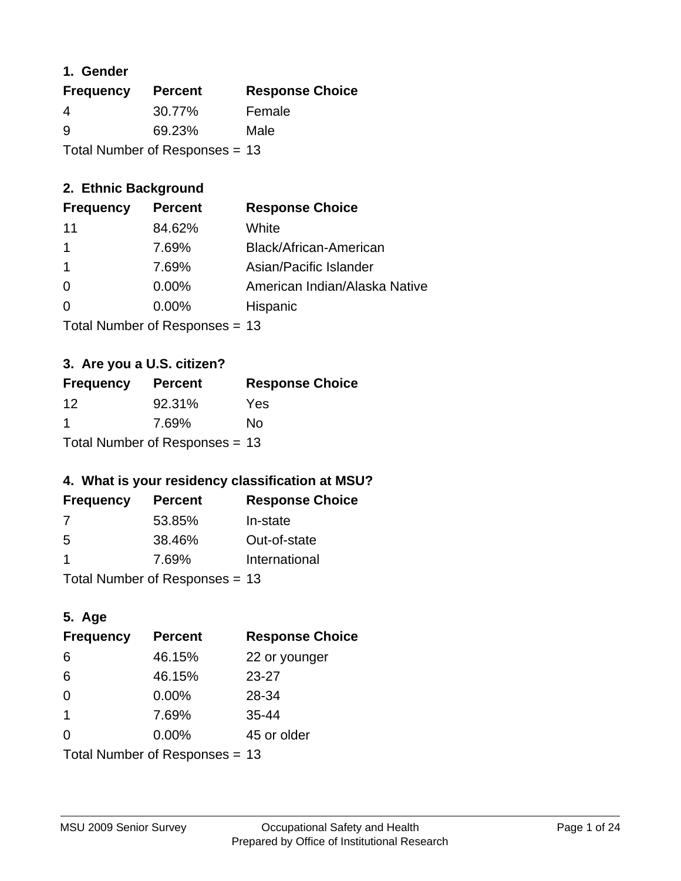### 1. Gender

| Frequency | Percent | Response Choice |
|---|---|---|
| 4 | 30.77% | Female |
| 9 | 69.23% | Male |

Total Number of Responses = 13

### 2. Ethnic Background

| Frequency | Percent | Response Choice |
|---|---|---|
| 11 | 84.62% | White |
| 1 | 7.69% | Black/African-American |
| 1 | 7.69% | Asian/Pacific Islander |
| 0 | 0.00% | American Indian/Alaska Native |
| 0 | 0.00% | Hispanic |

Total Number of Responses = 13

### 3. Are you a U.S. citizen?

| Frequency | Percent | Response Choice |
|---|---|---|
| 12 | 92.31% | Yes |
| 1 | 7.69% | No |

Total Number of Responses = 13

### 4. What is your residency classification at MSU?

| Frequency | Percent | Response Choice |
|---|---|---|
| 7 | 53.85% | In-state |
| 5 | 38.46% | Out-of-state |
| 1 | 7.69% | International |

Total Number of Responses = 13

### 5. Age

| Frequency | Percent | Response Choice |
|---|---|---|
| 6 | 46.15% | 22 or younger |
| 6 | 46.15% | 23-27 |
| 0 | 0.00% | 28-34 |
| 1 | 7.69% | 35-44 |
| 0 | 0.00% | 45 or older |

Total Number of Responses = 13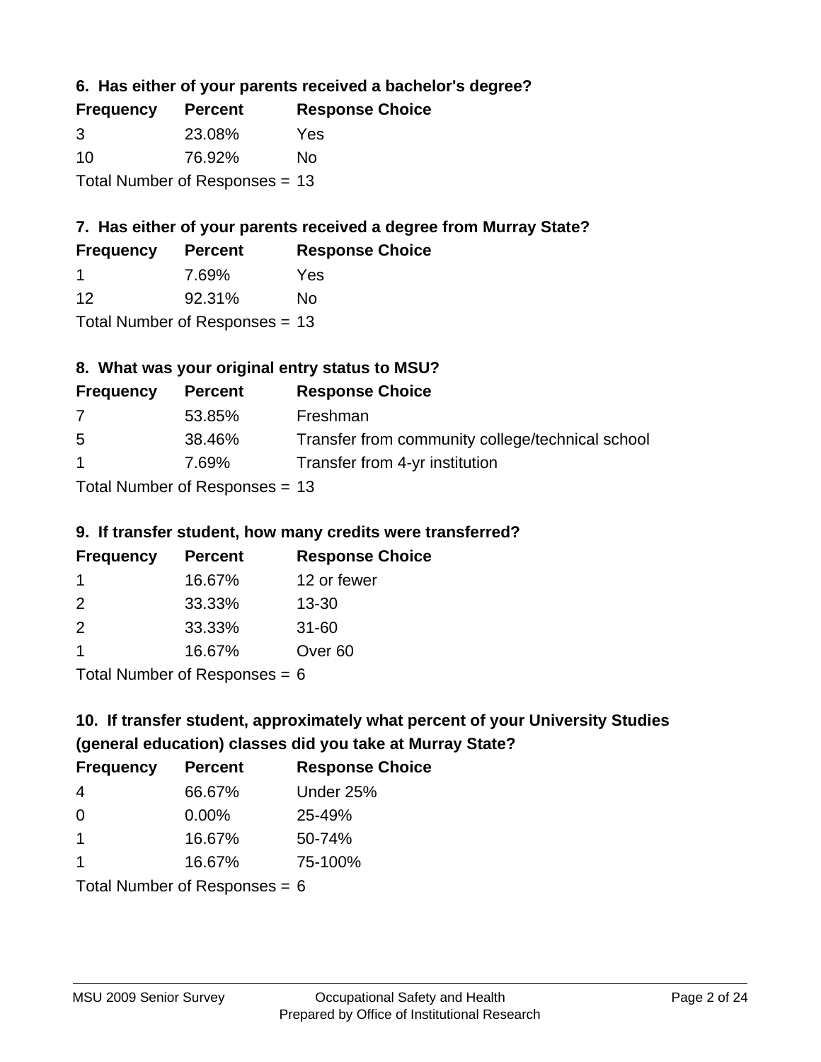### 6. Has either of your parents received a bachelor's degree?

| Frequency | Percent | Response Choice |
|---|---|---|
| 3 | 23.08% | Yes |
| 10 | 76.92% | No |

Total Number of Responses = 13

### 7. Has either of your parents received a degree from Murray State?

| Frequency | Percent | Response Choice |
|---|---|---|
| 1 | 7.69% | Yes |
| 12 | 92.31% | No |

Total Number of Responses = 13

### 8. What was your original entry status to MSU?

| Frequency | Percent | Response Choice |
|---|---|---|
| 7 | 53.85% | Freshman |
| 5 | 38.46% | Transfer from community college/technical school |
| 1 | 7.69% | Transfer from 4-yr institution |

Total Number of Responses = 13

### 9. If transfer student, how many credits were transferred?

| Frequency | Percent | Response Choice |
|---|---|---|
| 1 | 16.67% | 12 or fewer |
| 2 | 33.33% | 13-30 |
| 2 | 33.33% | 31-60 |
| 1 | 16.67% | Over 60 |

Total Number of Responses = 6

### 10. If transfer student, approximately what percent of your University Studies (general education) classes did you take at Murray State?

| Frequency | Percent | Response Choice |
|---|---|---|
| 4 | 66.67% | Under 25% |
| 0 | 0.00% | 25-49% |
| 1 | 16.67% | 50-74% |
| 1 | 16.67% | 75-100% |

Total Number of Responses = 6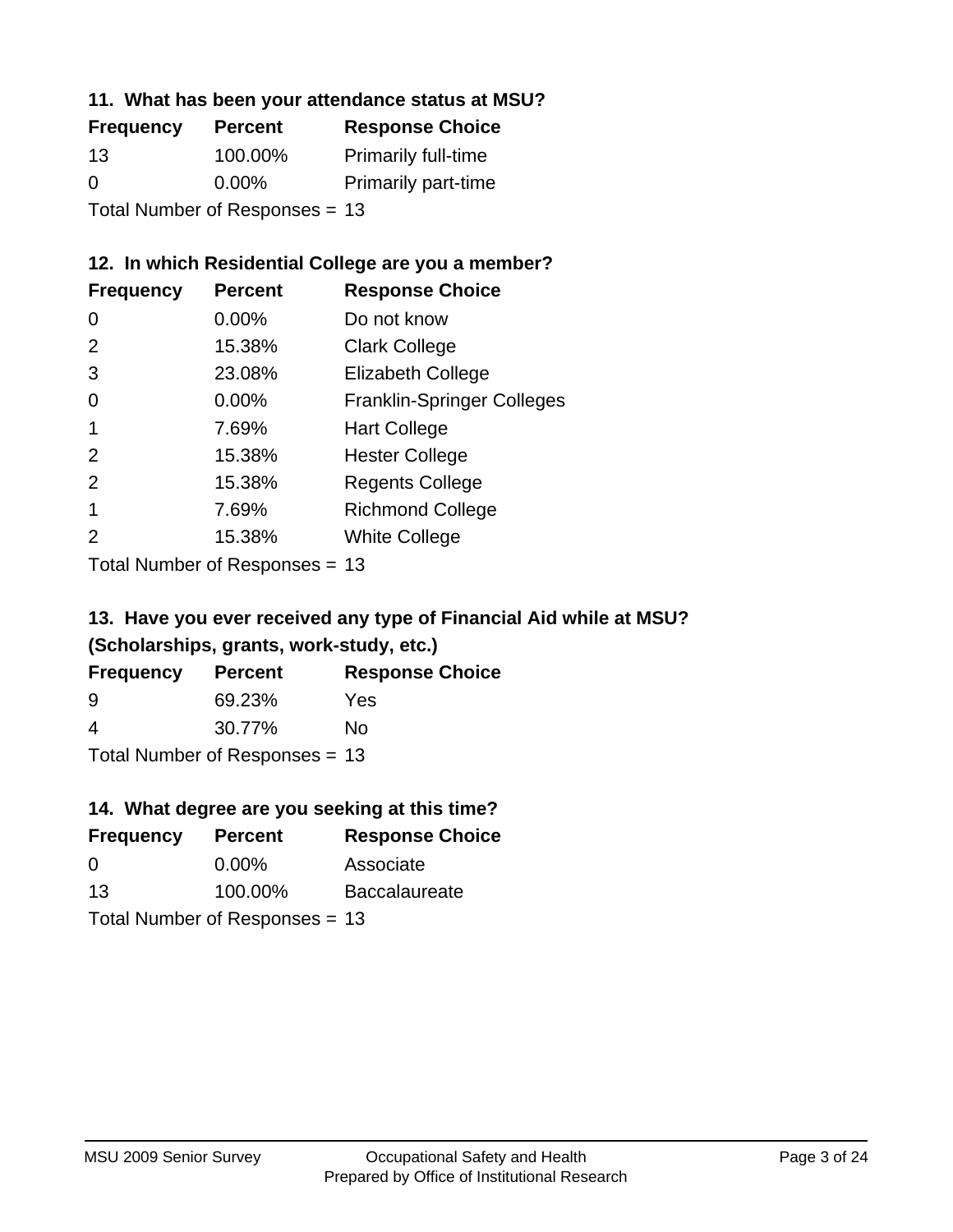### 11. What has been your attendance status at MSU?

| Frequency | Percent | Response Choice |
|---|---|---|
| 13 | 100.00% | Primarily full-time |
| 0 | 0.00% | Primarily part-time |

Total Number of Responses = 13

### 12. In which Residential College are you a member?

| Frequency | Percent | Response Choice |
|---|---|---|
| 0 | 0.00% | Do not know |
| 2 | 15.38% | Clark College |
| 3 | 23.08% | Elizabeth College |
| 0 | 0.00% | Franklin-Springer Colleges |
| 1 | 7.69% | Hart College |
| 2 | 15.38% | Hester College |
| 2 | 15.38% | Regents College |
| 1 | 7.69% | Richmond College |
| 2 | 15.38% | White College |

Total Number of Responses = 13

### 13. Have you ever received any type of Financial Aid while at MSU? (Scholarships, grants, work-study, etc.)

| Frequency | Percent | Response Choice |
|---|---|---|
| 9 | 69.23% | Yes |
| 4 | 30.77% | No |

Total Number of Responses = 13

### 14. What degree are you seeking at this time?

| Frequency | Percent | Response Choice |
|---|---|---|
| 0 | 0.00% | Associate |
| 13 | 100.00% | Baccalaureate |

Total Number of Responses = 13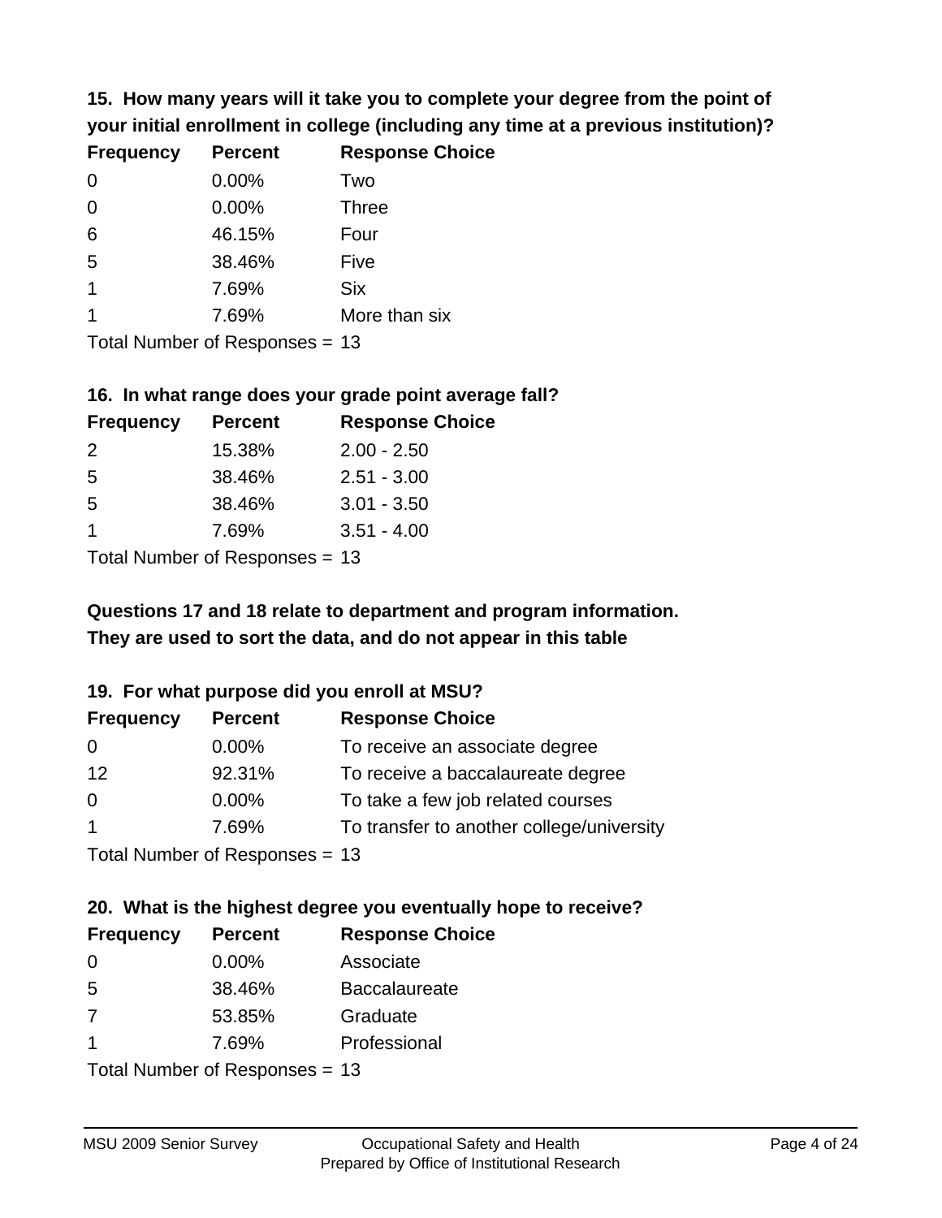**15. How many years will it take you to complete your degree from the point of your initial enrollment in college (including any time at a previous institution)?**

| Frequency | Percent | Response Choice |
|---|---|---|
| 0 | 0.00% | Two |
| 0 | 0.00% | Three |
| 6 | 46.15% | Four |
| 5 | 38.46% | Five |
| 1 | 7.69% | Six |
| 1 | 7.69% | More than six |

Total Number of Responses = 13

**16. In what range does your grade point average fall?**

| Frequency | Percent | Response Choice |
|---|---|---|
| 2 | 15.38% | 2.00 - 2.50 |
| 5 | 38.46% | 2.51 - 3.00 |
| 5 | 38.46% | 3.01 - 3.50 |
| 1 | 7.69% | 3.51 - 4.00 |

Total Number of Responses = 13

**Questions 17 and 18 relate to department and program information. They are used to sort the data, and do not appear in this table**

**19. For what purpose did you enroll at MSU?**

| Frequency | Percent | Response Choice |
|---|---|---|
| 0 | 0.00% | To receive an associate degree |
| 12 | 92.31% | To receive a baccalaureate degree |
| 0 | 0.00% | To take a few job related courses |
| 1 | 7.69% | To transfer to another college/university |

Total Number of Responses = 13

**20. What is the highest degree you eventually hope to receive?**

| Frequency | Percent | Response Choice |
|---|---|---|
| 0 | 0.00% | Associate |
| 5 | 38.46% | Baccalaureate |
| 7 | 53.85% | Graduate |
| 1 | 7.69% | Professional |

Total Number of Responses = 13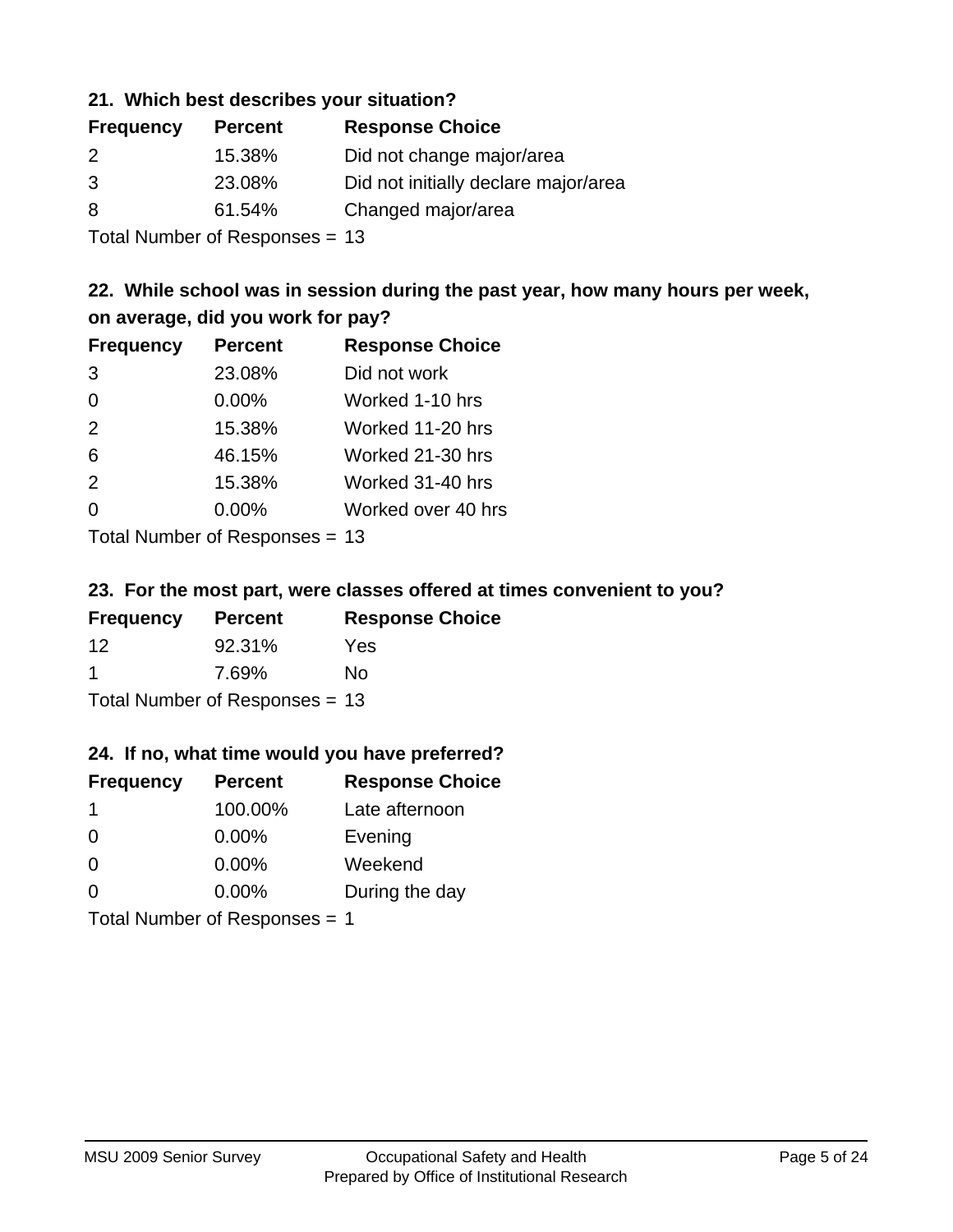### 21. Which best describes your situation?

| Frequency | Percent | Response Choice |
|---|---|---|
| 2 | 15.38% | Did not change major/area |
| 3 | 23.08% | Did not initially declare major/area |
| 8 | 61.54% | Changed major/area |

Total Number of Responses = 13

### 22. While school was in session during the past year, how many hours per week, on average, did you work for pay?

| Frequency | Percent | Response Choice |
|---|---|---|
| 3 | 23.08% | Did not work |
| 0 | 0.00% | Worked 1-10 hrs |
| 2 | 15.38% | Worked 11-20 hrs |
| 6 | 46.15% | Worked 21-30 hrs |
| 2 | 15.38% | Worked 31-40 hrs |
| 0 | 0.00% | Worked over 40 hrs |

Total Number of Responses = 13

### 23. For the most part, were classes offered at times convenient to you?

| Frequency | Percent | Response Choice |
|---|---|---|
| 12 | 92.31% | Yes |
| 1 | 7.69% | No |

Total Number of Responses = 13

### 24. If no, what time would you have preferred?

| Frequency | Percent | Response Choice |
|---|---|---|
| 1 | 100.00% | Late afternoon |
| 0 | 0.00% | Evening |
| 0 | 0.00% | Weekend |
| 0 | 0.00% | During the day |

Total Number of Responses = 1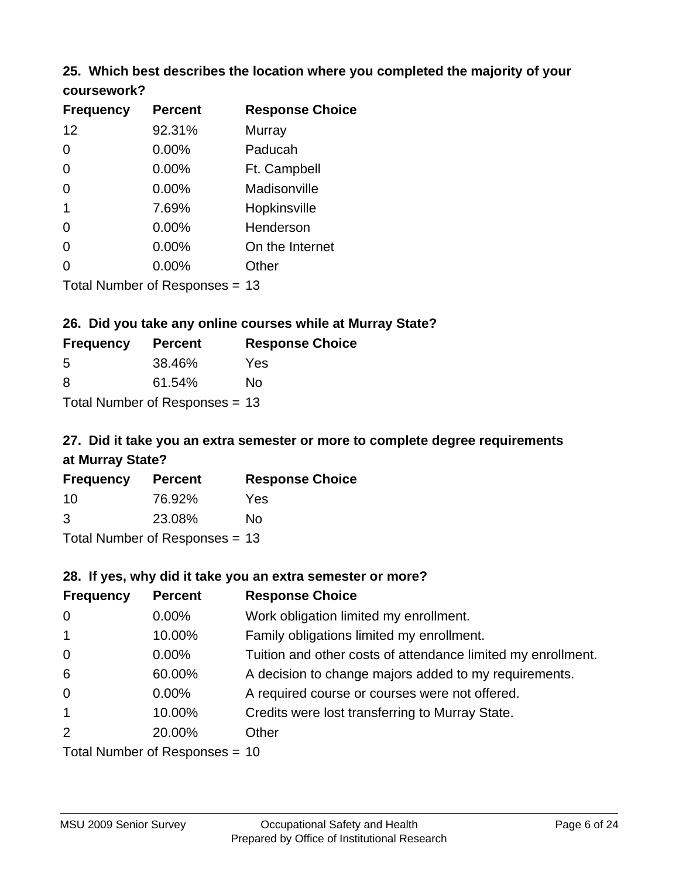### 25. Which best describes the location where you completed the majority of your coursework?

| Frequency | Percent | Response Choice |
|---|---|---|
| 12 | 92.31% | Murray |
| 0 | 0.00% | Paducah |
| 0 | 0.00% | Ft. Campbell |
| 0 | 0.00% | Madisonville |
| 1 | 7.69% | Hopkinsville |
| 0 | 0.00% | Henderson |
| 0 | 0.00% | On the Internet |
| 0 | 0.00% | Other |

Total Number of Responses = 13

### 26. Did you take any online courses while at Murray State?

| Frequency | Percent | Response Choice |
|---|---|---|
| 5 | 38.46% | Yes |
| 8 | 61.54% | No |

Total Number of Responses = 13

### 27. Did it take you an extra semester or more to complete degree requirements at Murray State?

| Frequency | Percent | Response Choice |
|---|---|---|
| 10 | 76.92% | Yes |
| 3 | 23.08% | No |

Total Number of Responses = 13

### 28. If yes, why did it take you an extra semester or more?

| Frequency | Percent | Response Choice |
|---|---|---|
| 0 | 0.00% | Work obligation limited my enrollment. |
| 1 | 10.00% | Family obligations limited my enrollment. |
| 0 | 0.00% | Tuition and other costs of attendance limited my enrollment. |
| 6 | 60.00% | A decision to change majors added to my requirements. |
| 0 | 0.00% | A required course or courses were not offered. |
| 1 | 10.00% | Credits were lost transferring to Murray State. |
| 2 | 20.00% | Other |

Total Number of Responses = 10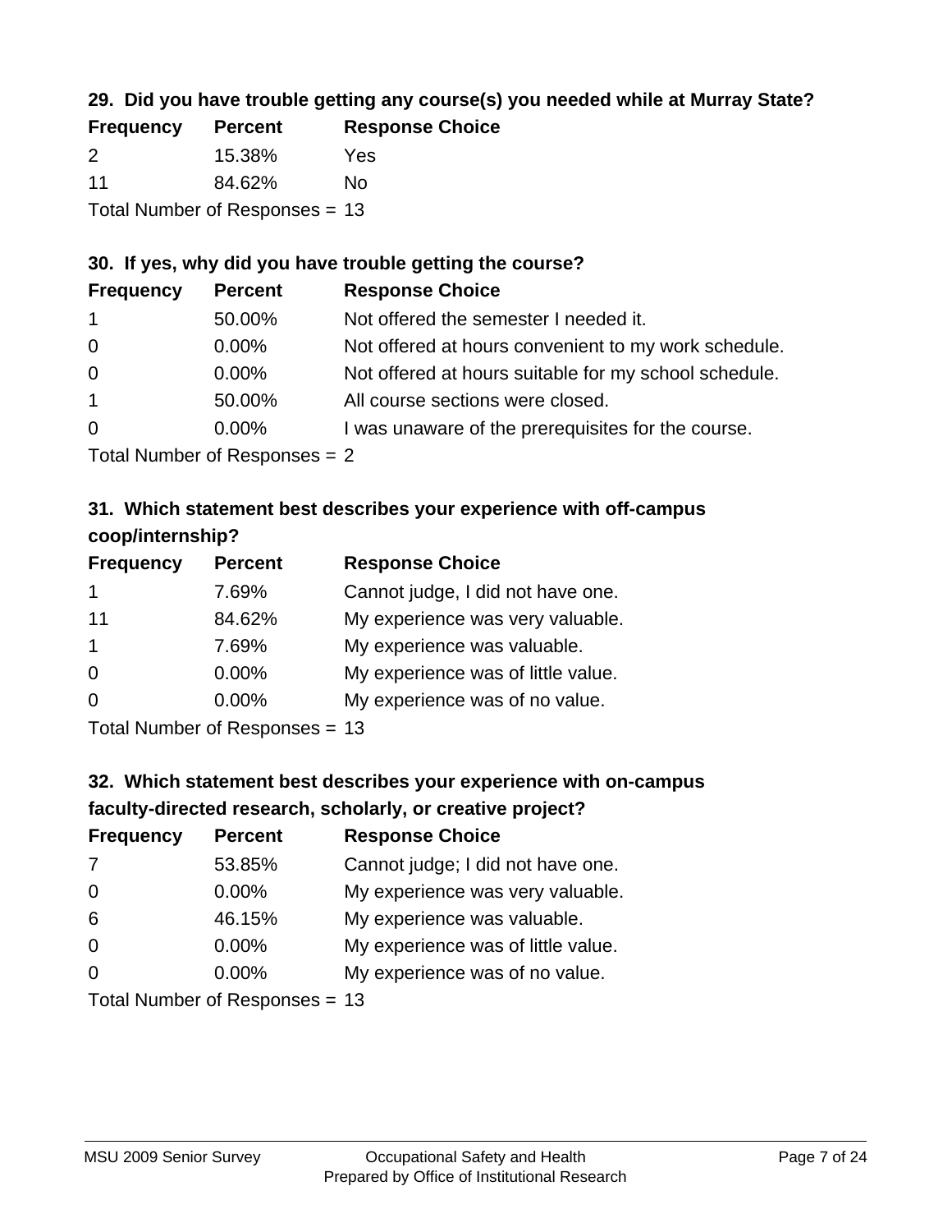### 29. Did you have trouble getting any course(s) you needed while at Murray State?

| Frequency | Percent | Response Choice |
|---|---|---|
| 2 | 15.38% | Yes |
| 11 | 84.62% | No |

Total Number of Responses = 13

### 30. If yes, why did you have trouble getting the course?

| Frequency | Percent | Response Choice |
|---|---|---|
| 1 | 50.00% | Not offered the semester I needed it. |
| 0 | 0.00% | Not offered at hours convenient to my work schedule. |
| 0 | 0.00% | Not offered at hours suitable for my school schedule. |
| 1 | 50.00% | All course sections were closed. |
| 0 | 0.00% | I was unaware of the prerequisites for the course. |

Total Number of Responses = 2

### 31. Which statement best describes your experience with off-campus coop/internship?

| Frequency | Percent | Response Choice |
|---|---|---|
| 1 | 7.69% | Cannot judge, I did not have one. |
| 11 | 84.62% | My experience was very valuable. |
| 1 | 7.69% | My experience was valuable. |
| 0 | 0.00% | My experience was of little value. |
| 0 | 0.00% | My experience was of no value. |

Total Number of Responses = 13

### 32. Which statement best describes your experience with on-campus faculty-directed research, scholarly, or creative project?

| Frequency | Percent | Response Choice |
|---|---|---|
| 7 | 53.85% | Cannot judge; I did not have one. |
| 0 | 0.00% | My experience was very valuable. |
| 6 | 46.15% | My experience was valuable. |
| 0 | 0.00% | My experience was of little value. |
| 0 | 0.00% | My experience was of no value. |

Total Number of Responses = 13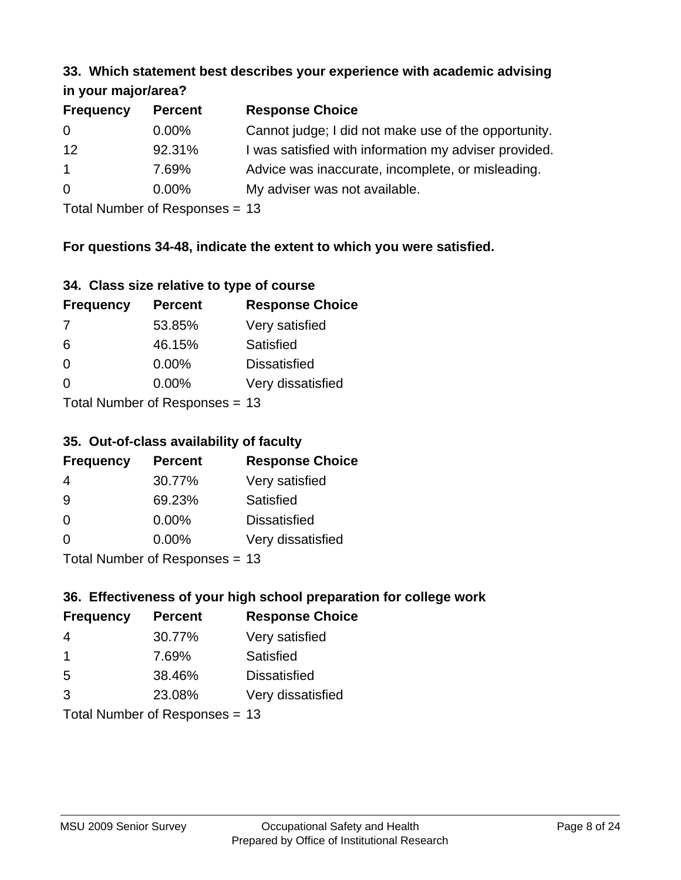### 33. Which statement best describes your experience with academic advising in your major/area?

| Frequency | Percent | Response Choice |
|---|---|---|
| 0 | 0.00% | Cannot judge; I did not make use of the opportunity. |
| 12 | 92.31% | I was satisfied with information my adviser provided. |
| 1 | 7.69% | Advice was inaccurate, incomplete, or misleading. |
| 0 | 0.00% | My adviser was not available. |

Total Number of Responses = 13

**For questions 34-48, indicate the extent to which you were satisfied.**

### 34. Class size relative to type of course

| Frequency | Percent | Response Choice |
|---|---|---|
| 7 | 53.85% | Very satisfied |
| 6 | 46.15% | Satisfied |
| 0 | 0.00% | Dissatisfied |
| 0 | 0.00% | Very dissatisfied |

Total Number of Responses = 13

### 35. Out-of-class availability of faculty

| Frequency | Percent | Response Choice |
|---|---|---|
| 4 | 30.77% | Very satisfied |
| 9 | 69.23% | Satisfied |
| 0 | 0.00% | Dissatisfied |
| 0 | 0.00% | Very dissatisfied |

Total Number of Responses = 13

### 36. Effectiveness of your high school preparation for college work

| Frequency | Percent | Response Choice |
|---|---|---|
| 4 | 30.77% | Very satisfied |
| 1 | 7.69% | Satisfied |
| 5 | 38.46% | Dissatisfied |
| 3 | 23.08% | Very dissatisfied |

Total Number of Responses = 13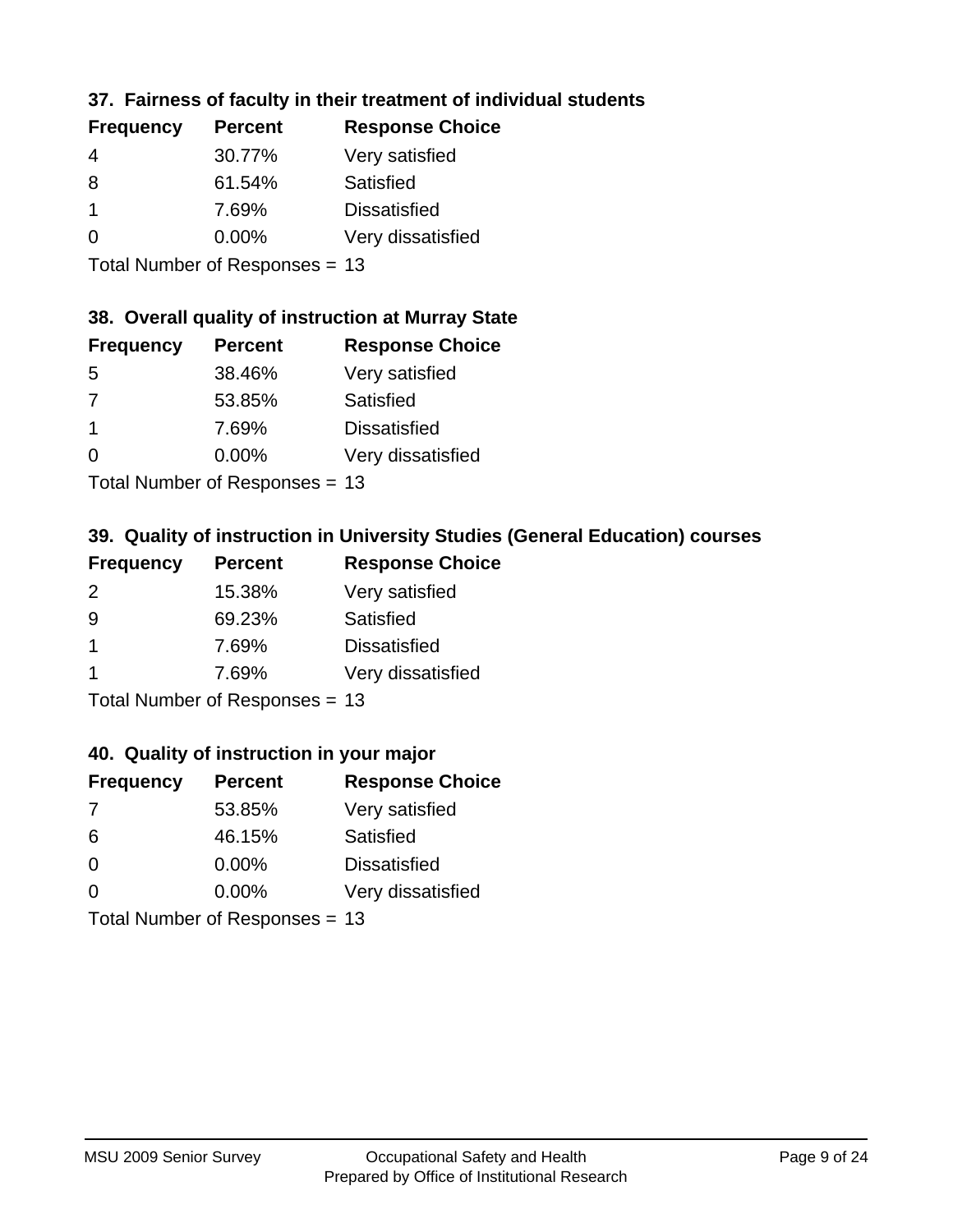### 37. Fairness of faculty in their treatment of individual students

| Frequency | Percent | Response Choice |
|---|---|---|
| 4 | 30.77% | Very satisfied |
| 8 | 61.54% | Satisfied |
| 1 | 7.69% | Dissatisfied |
| 0 | 0.00% | Very dissatisfied |

Total Number of Responses = 13

### 38. Overall quality of instruction at Murray State

| Frequency | Percent | Response Choice |
|---|---|---|
| 5 | 38.46% | Very satisfied |
| 7 | 53.85% | Satisfied |
| 1 | 7.69% | Dissatisfied |
| 0 | 0.00% | Very dissatisfied |

Total Number of Responses = 13

### 39. Quality of instruction in University Studies (General Education) courses

| Frequency | Percent | Response Choice |
|---|---|---|
| 2 | 15.38% | Very satisfied |
| 9 | 69.23% | Satisfied |
| 1 | 7.69% | Dissatisfied |
| 1 | 7.69% | Very dissatisfied |

Total Number of Responses = 13

### 40. Quality of instruction in your major

| Frequency | Percent | Response Choice |
|---|---|---|
| 7 | 53.85% | Very satisfied |
| 6 | 46.15% | Satisfied |
| 0 | 0.00% | Dissatisfied |
| 0 | 0.00% | Very dissatisfied |

Total Number of Responses = 13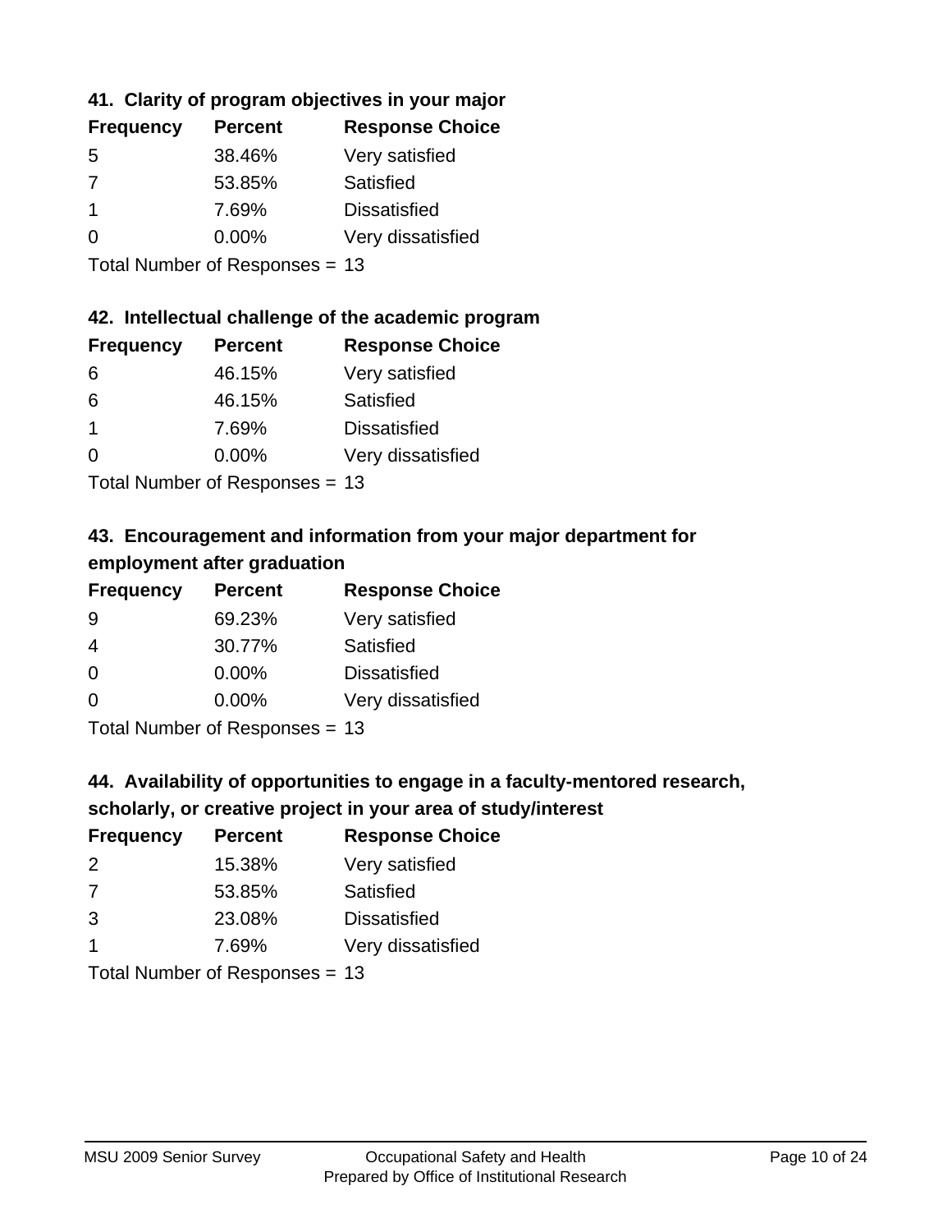### 41. Clarity of program objectives in your major

| Frequency | Percent | Response Choice |
|---|---|---|
| 5 | 38.46% | Very satisfied |
| 7 | 53.85% | Satisfied |
| 1 | 7.69% | Dissatisfied |
| 0 | 0.00% | Very dissatisfied |

Total Number of Responses = 13

### 42. Intellectual challenge of the academic program

| Frequency | Percent | Response Choice |
|---|---|---|
| 6 | 46.15% | Very satisfied |
| 6 | 46.15% | Satisfied |
| 1 | 7.69% | Dissatisfied |
| 0 | 0.00% | Very dissatisfied |

Total Number of Responses = 13

### 43. Encouragement and information from your major department for employment after graduation

| Frequency | Percent | Response Choice |
|---|---|---|
| 9 | 69.23% | Very satisfied |
| 4 | 30.77% | Satisfied |
| 0 | 0.00% | Dissatisfied |
| 0 | 0.00% | Very dissatisfied |

Total Number of Responses = 13

### 44. Availability of opportunities to engage in a faculty-mentored research, scholarly, or creative project in your area of study/interest

| Frequency | Percent | Response Choice |
|---|---|---|
| 2 | 15.38% | Very satisfied |
| 7 | 53.85% | Satisfied |
| 3 | 23.08% | Dissatisfied |
| 1 | 7.69% | Very dissatisfied |

Total Number of Responses = 13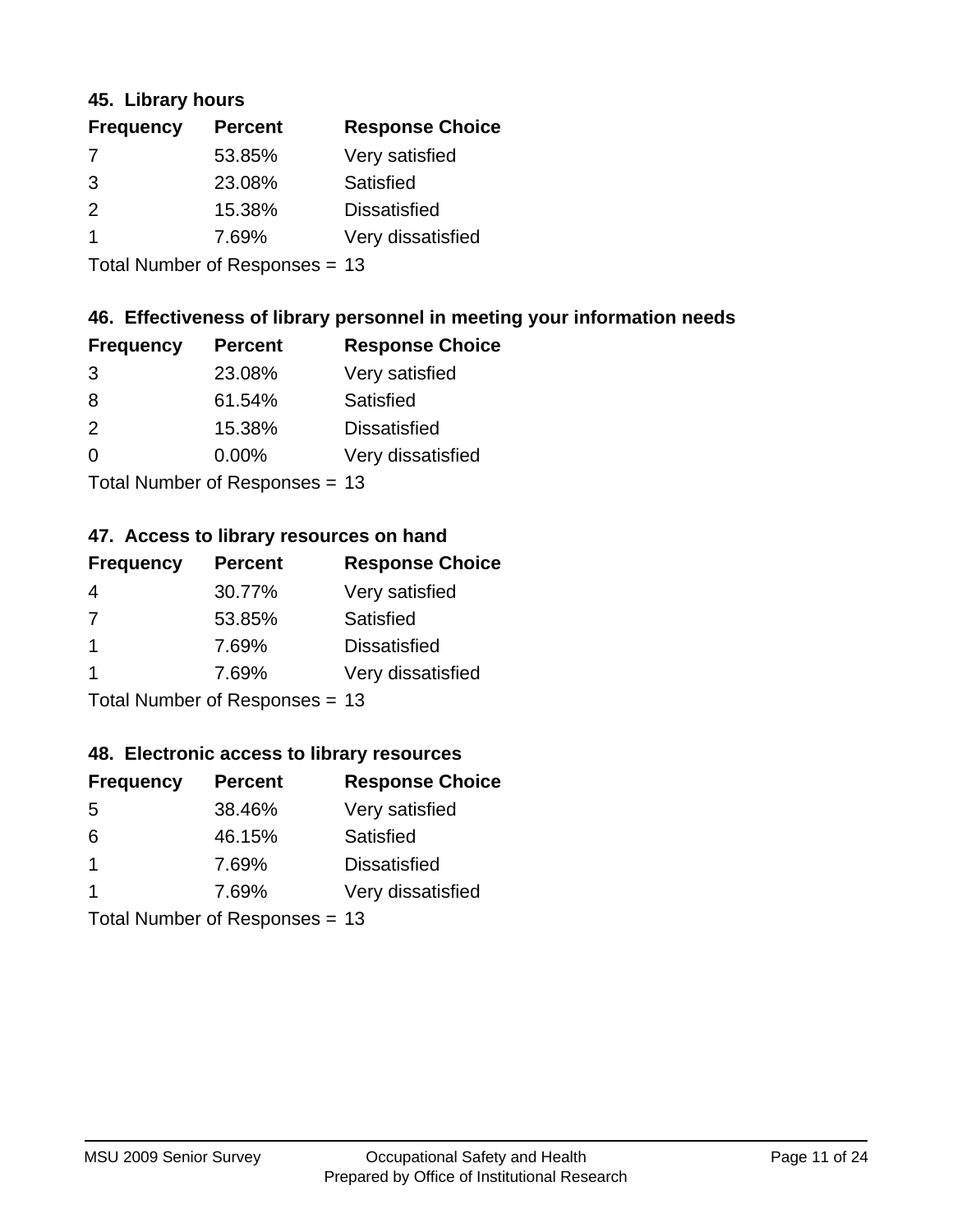### 45. Library hours

| Frequency | Percent | Response Choice |
|---|---|---|
| 7 | 53.85% | Very satisfied |
| 3 | 23.08% | Satisfied |
| 2 | 15.38% | Dissatisfied |
| 1 | 7.69% | Very dissatisfied |

Total Number of Responses = 13

### 46. Effectiveness of library personnel in meeting your information needs

| Frequency | Percent | Response Choice |
|---|---|---|
| 3 | 23.08% | Very satisfied |
| 8 | 61.54% | Satisfied |
| 2 | 15.38% | Dissatisfied |
| 0 | 0.00% | Very dissatisfied |

Total Number of Responses = 13

### 47. Access to library resources on hand

| Frequency | Percent | Response Choice |
|---|---|---|
| 4 | 30.77% | Very satisfied |
| 7 | 53.85% | Satisfied |
| 1 | 7.69% | Dissatisfied |
| 1 | 7.69% | Very dissatisfied |

Total Number of Responses = 13

### 48. Electronic access to library resources

| Frequency | Percent | Response Choice |
|---|---|---|
| 5 | 38.46% | Very satisfied |
| 6 | 46.15% | Satisfied |
| 1 | 7.69% | Dissatisfied |
| 1 | 7.69% | Very dissatisfied |

Total Number of Responses = 13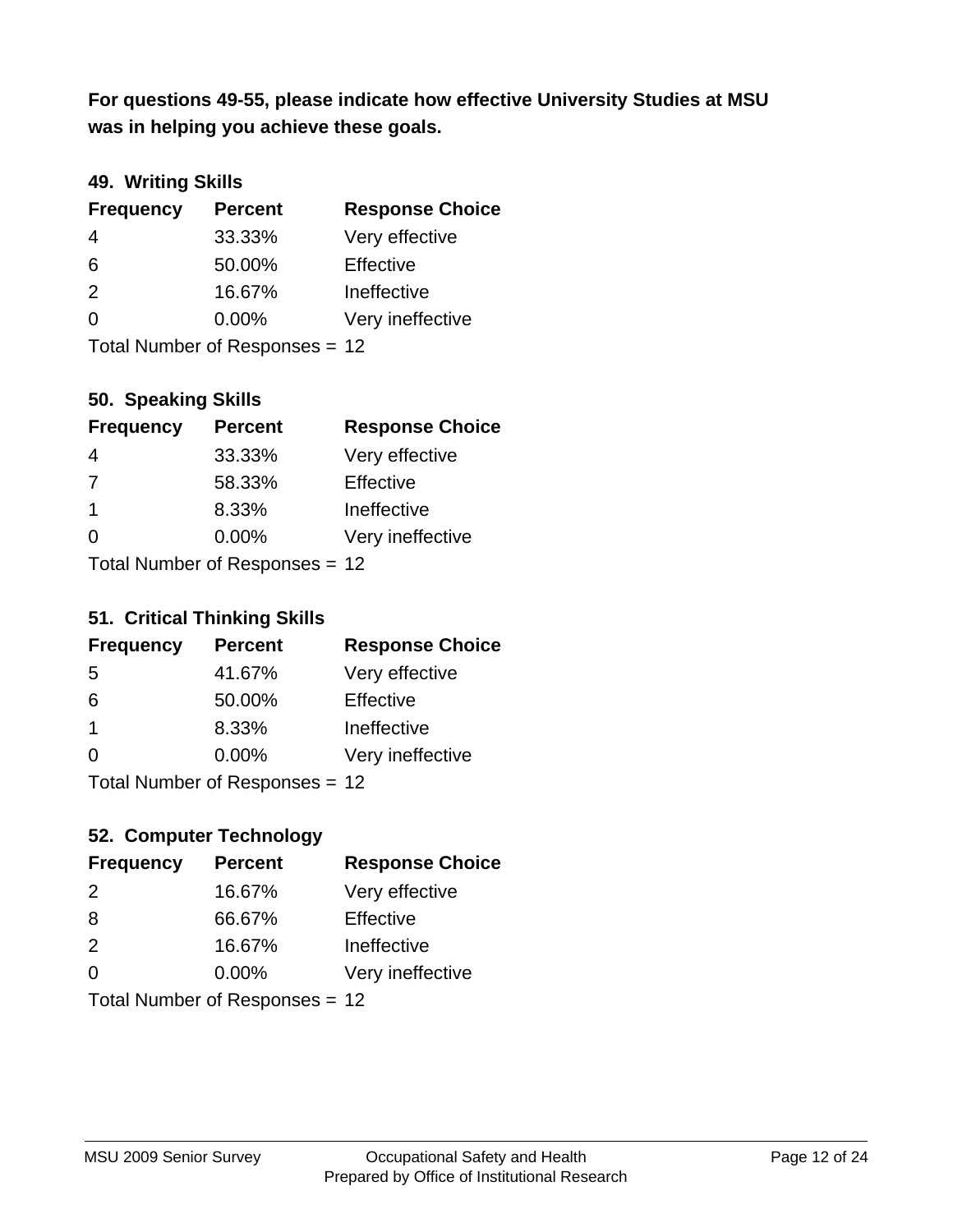**For questions 49-55, please indicate how effective University Studies at MSU was in helping you achieve these goals.**

### 49. Writing Skills

| Frequency | Percent | Response Choice |
|---|---|---|
| 4 | 33.33% | Very effective |
| 6 | 50.00% | Effective |
| 2 | 16.67% | Ineffective |
| 0 | 0.00% | Very ineffective |

Total Number of Responses = 12

### 50. Speaking Skills

| Frequency | Percent | Response Choice |
|---|---|---|
| 4 | 33.33% | Very effective |
| 7 | 58.33% | Effective |
| 1 | 8.33% | Ineffective |
| 0 | 0.00% | Very ineffective |

Total Number of Responses = 12

### 51. Critical Thinking Skills

| Frequency | Percent | Response Choice |
|---|---|---|
| 5 | 41.67% | Very effective |
| 6 | 50.00% | Effective |
| 1 | 8.33% | Ineffective |
| 0 | 0.00% | Very ineffective |

Total Number of Responses = 12

### 52. Computer Technology

| Frequency | Percent | Response Choice |
|---|---|---|
| 2 | 16.67% | Very effective |
| 8 | 66.67% | Effective |
| 2 | 16.67% | Ineffective |
| 0 | 0.00% | Very ineffective |

Total Number of Responses = 12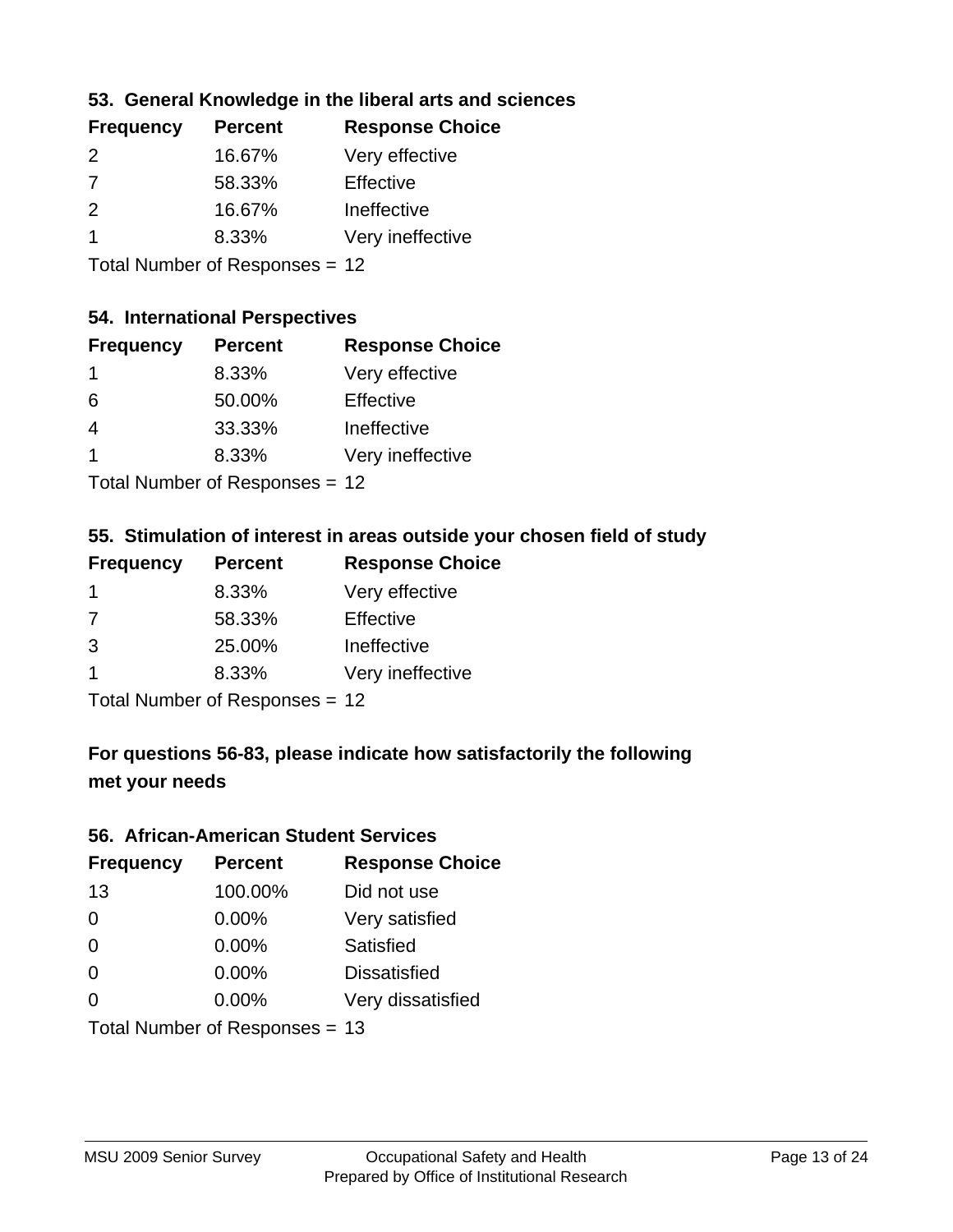### 53. General Knowledge in the liberal arts and sciences

| Frequency | Percent | Response Choice |
|---|---|---|
| 2 | 16.67% | Very effective |
| 7 | 58.33% | Effective |
| 2 | 16.67% | Ineffective |
| 1 | 8.33% | Very ineffective |

Total Number of Responses = 12

### 54. International Perspectives

| Frequency | Percent | Response Choice |
|---|---|---|
| 1 | 8.33% | Very effective |
| 6 | 50.00% | Effective |
| 4 | 33.33% | Ineffective |
| 1 | 8.33% | Very ineffective |

Total Number of Responses = 12

### 55. Stimulation of interest in areas outside your chosen field of study

| Frequency | Percent | Response Choice |
|---|---|---|
| 1 | 8.33% | Very effective |
| 7 | 58.33% | Effective |
| 3 | 25.00% | Ineffective |
| 1 | 8.33% | Very ineffective |

Total Number of Responses = 12

## For questions 56-83, please indicate how satisfactorily the following met your needs

### 56. African-American Student Services

| Frequency | Percent | Response Choice |
|---|---|---|
| 13 | 100.00% | Did not use |
| 0 | 0.00% | Very satisfied |
| 0 | 0.00% | Satisfied |
| 0 | 0.00% | Dissatisfied |
| 0 | 0.00% | Very dissatisfied |

Total Number of Responses = 13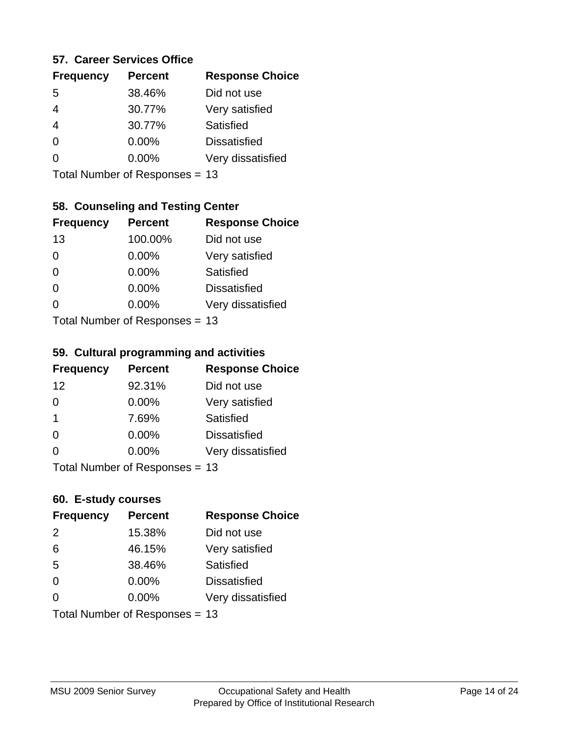### 57. Career Services Office

| Frequency | Percent | Response Choice |
|---|---|---|
| 5 | 38.46% | Did not use |
| 4 | 30.77% | Very satisfied |
| 4 | 30.77% | Satisfied |
| 0 | 0.00% | Dissatisfied |
| 0 | 0.00% | Very dissatisfied |

Total Number of Responses = 13

### 58. Counseling and Testing Center

| Frequency | Percent | Response Choice |
|---|---|---|
| 13 | 100.00% | Did not use |
| 0 | 0.00% | Very satisfied |
| 0 | 0.00% | Satisfied |
| 0 | 0.00% | Dissatisfied |
| 0 | 0.00% | Very dissatisfied |

Total Number of Responses = 13

### 59. Cultural programming and activities

| Frequency | Percent | Response Choice |
|---|---|---|
| 12 | 92.31% | Did not use |
| 0 | 0.00% | Very satisfied |
| 1 | 7.69% | Satisfied |
| 0 | 0.00% | Dissatisfied |
| 0 | 0.00% | Very dissatisfied |

Total Number of Responses = 13

### 60. E-study courses

| Frequency | Percent | Response Choice |
|---|---|---|
| 2 | 15.38% | Did not use |
| 6 | 46.15% | Very satisfied |
| 5 | 38.46% | Satisfied |
| 0 | 0.00% | Dissatisfied |
| 0 | 0.00% | Very dissatisfied |

Total Number of Responses = 13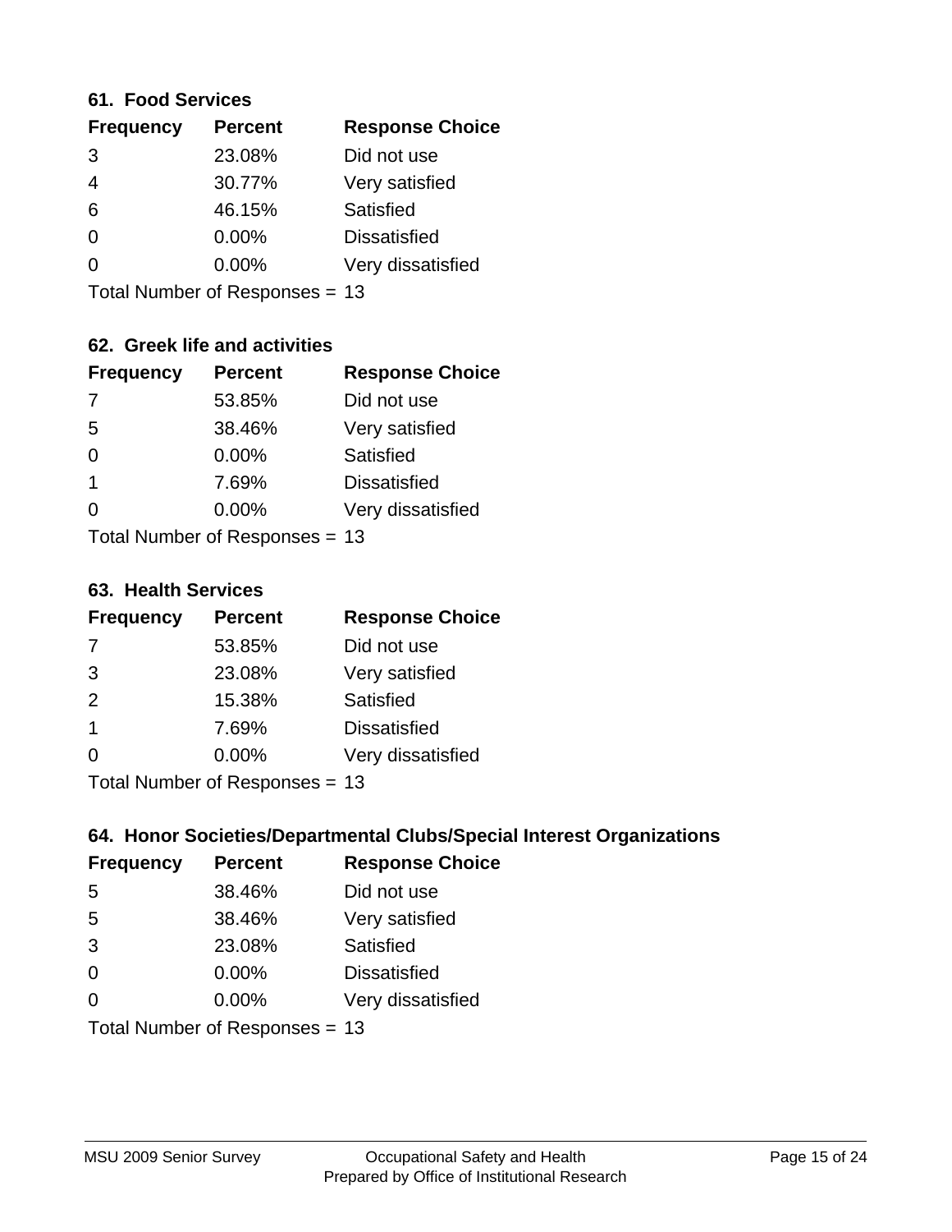### 61. Food Services

| Frequency | Percent | Response Choice |
|---|---|---|
| 3 | 23.08% | Did not use |
| 4 | 30.77% | Very satisfied |
| 6 | 46.15% | Satisfied |
| 0 | 0.00% | Dissatisfied |
| 0 | 0.00% | Very dissatisfied |

Total Number of Responses = 13

### 62. Greek life and activities

| Frequency | Percent | Response Choice |
|---|---|---|
| 7 | 53.85% | Did not use |
| 5 | 38.46% | Very satisfied |
| 0 | 0.00% | Satisfied |
| 1 | 7.69% | Dissatisfied |
| 0 | 0.00% | Very dissatisfied |

Total Number of Responses = 13

### 63. Health Services

| Frequency | Percent | Response Choice |
|---|---|---|
| 7 | 53.85% | Did not use |
| 3 | 23.08% | Very satisfied |
| 2 | 15.38% | Satisfied |
| 1 | 7.69% | Dissatisfied |
| 0 | 0.00% | Very dissatisfied |

Total Number of Responses = 13

### 64. Honor Societies/Departmental Clubs/Special Interest Organizations

| Frequency | Percent | Response Choice |
|---|---|---|
| 5 | 38.46% | Did not use |
| 5 | 38.46% | Very satisfied |
| 3 | 23.08% | Satisfied |
| 0 | 0.00% | Dissatisfied |
| 0 | 0.00% | Very dissatisfied |

Total Number of Responses = 13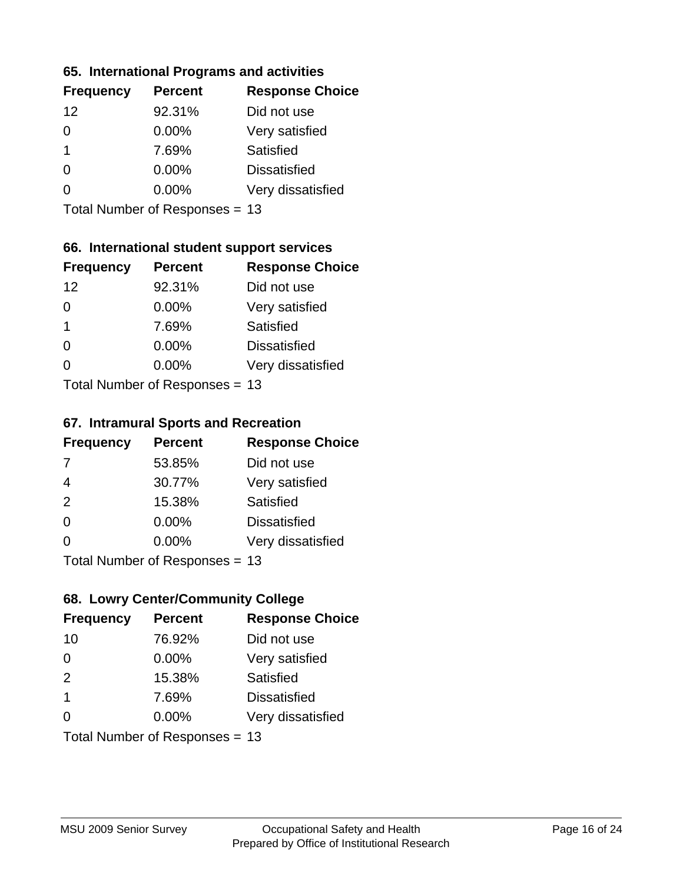### 65. International Programs and activities

| Frequency | Percent | Response Choice |
|---|---|---|
| 12 | 92.31% | Did not use |
| 0 | 0.00% | Very satisfied |
| 1 | 7.69% | Satisfied |
| 0 | 0.00% | Dissatisfied |
| 0 | 0.00% | Very dissatisfied |

Total Number of Responses = 13

### 66. International student support services

| Frequency | Percent | Response Choice |
|---|---|---|
| 12 | 92.31% | Did not use |
| 0 | 0.00% | Very satisfied |
| 1 | 7.69% | Satisfied |
| 0 | 0.00% | Dissatisfied |
| 0 | 0.00% | Very dissatisfied |

Total Number of Responses = 13

### 67. Intramural Sports and Recreation

| Frequency | Percent | Response Choice |
|---|---|---|
| 7 | 53.85% | Did not use |
| 4 | 30.77% | Very satisfied |
| 2 | 15.38% | Satisfied |
| 0 | 0.00% | Dissatisfied |
| 0 | 0.00% | Very dissatisfied |

Total Number of Responses = 13

### 68. Lowry Center/Community College

| Frequency | Percent | Response Choice |
|---|---|---|
| 10 | 76.92% | Did not use |
| 0 | 0.00% | Very satisfied |
| 2 | 15.38% | Satisfied |
| 1 | 7.69% | Dissatisfied |
| 0 | 0.00% | Very dissatisfied |

Total Number of Responses = 13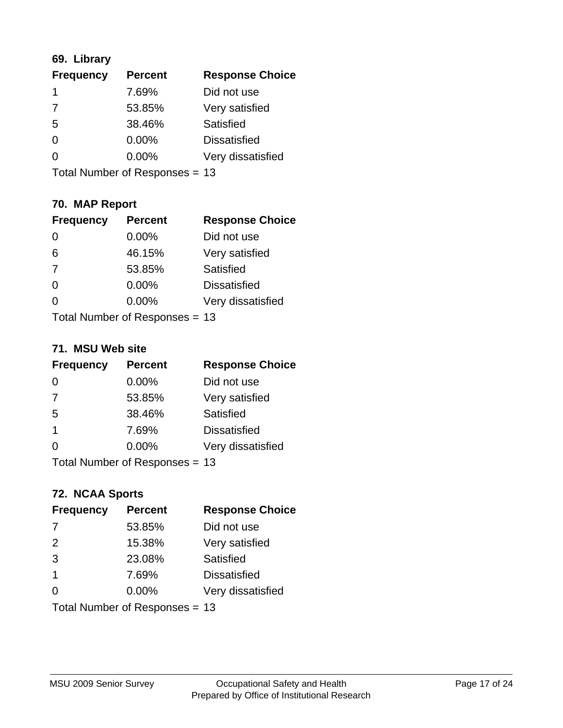### 69. Library

| Frequency | Percent | Response Choice |
|---|---|---|
| 1 | 7.69% | Did not use |
| 7 | 53.85% | Very satisfied |
| 5 | 38.46% | Satisfied |
| 0 | 0.00% | Dissatisfied |
| 0 | 0.00% | Very dissatisfied |

Total Number of Responses = 13

### 70. MAP Report

| Frequency | Percent | Response Choice |
|---|---|---|
| 0 | 0.00% | Did not use |
| 6 | 46.15% | Very satisfied |
| 7 | 53.85% | Satisfied |
| 0 | 0.00% | Dissatisfied |
| 0 | 0.00% | Very dissatisfied |

Total Number of Responses = 13

### 71. MSU Web site

| Frequency | Percent | Response Choice |
|---|---|---|
| 0 | 0.00% | Did not use |
| 7 | 53.85% | Very satisfied |
| 5 | 38.46% | Satisfied |
| 1 | 7.69% | Dissatisfied |
| 0 | 0.00% | Very dissatisfied |

Total Number of Responses = 13

### 72. NCAA Sports

| Frequency | Percent | Response Choice |
|---|---|---|
| 7 | 53.85% | Did not use |
| 2 | 15.38% | Very satisfied |
| 3 | 23.08% | Satisfied |
| 1 | 7.69% | Dissatisfied |
| 0 | 0.00% | Very dissatisfied |

Total Number of Responses = 13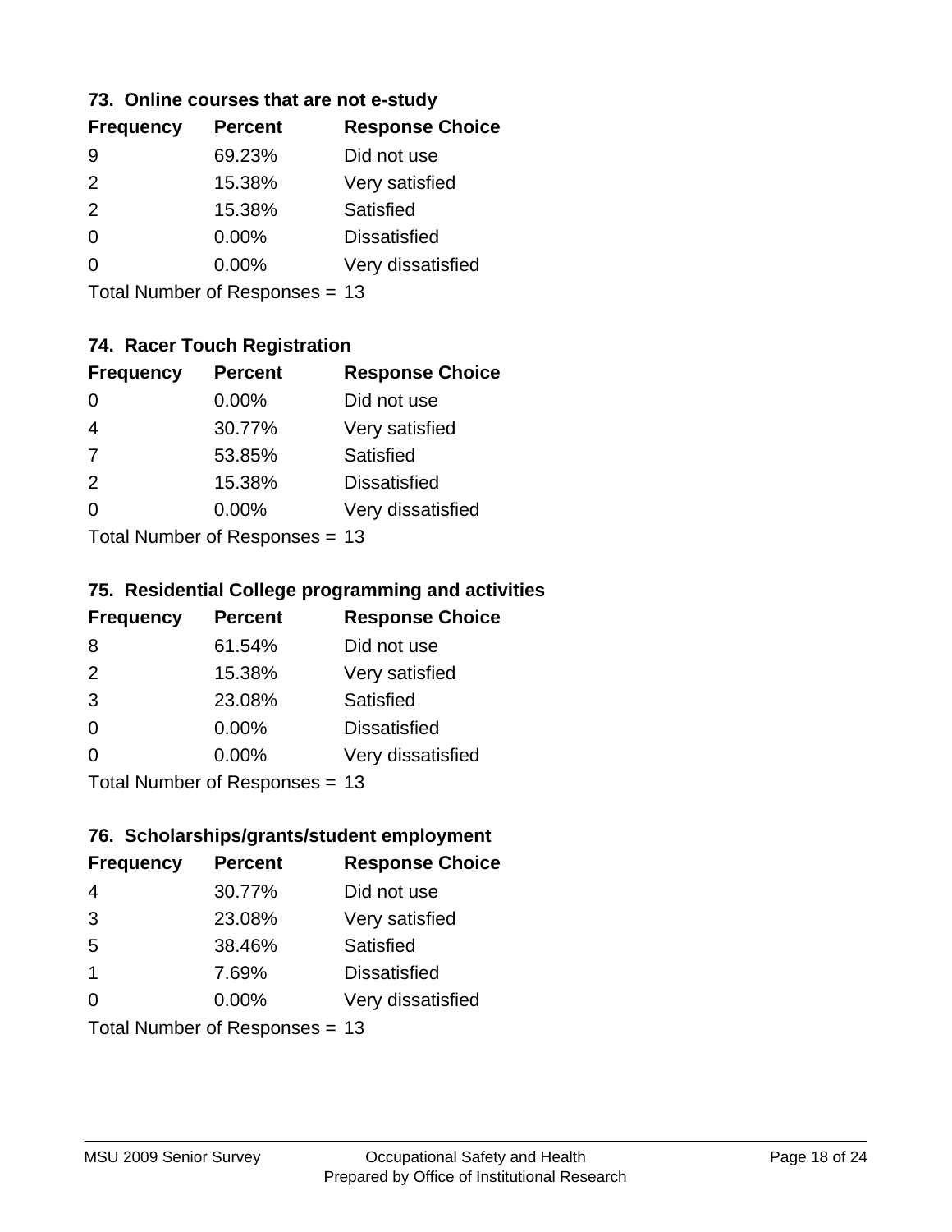### 73. Online courses that are not e-study

| Frequency | Percent | Response Choice |
|---|---|---|
| 9 | 69.23% | Did not use |
| 2 | 15.38% | Very satisfied |
| 2 | 15.38% | Satisfied |
| 0 | 0.00% | Dissatisfied |
| 0 | 0.00% | Very dissatisfied |

Total Number of Responses = 13

### 74. Racer Touch Registration

| Frequency | Percent | Response Choice |
|---|---|---|
| 0 | 0.00% | Did not use |
| 4 | 30.77% | Very satisfied |
| 7 | 53.85% | Satisfied |
| 2 | 15.38% | Dissatisfied |
| 0 | 0.00% | Very dissatisfied |

Total Number of Responses = 13

### 75. Residential College programming and activities

| Frequency | Percent | Response Choice |
|---|---|---|
| 8 | 61.54% | Did not use |
| 2 | 15.38% | Very satisfied |
| 3 | 23.08% | Satisfied |
| 0 | 0.00% | Dissatisfied |
| 0 | 0.00% | Very dissatisfied |

Total Number of Responses = 13

### 76. Scholarships/grants/student employment

| Frequency | Percent | Response Choice |
|---|---|---|
| 4 | 30.77% | Did not use |
| 3 | 23.08% | Very satisfied |
| 5 | 38.46% | Satisfied |
| 1 | 7.69% | Dissatisfied |
| 0 | 0.00% | Very dissatisfied |

Total Number of Responses = 13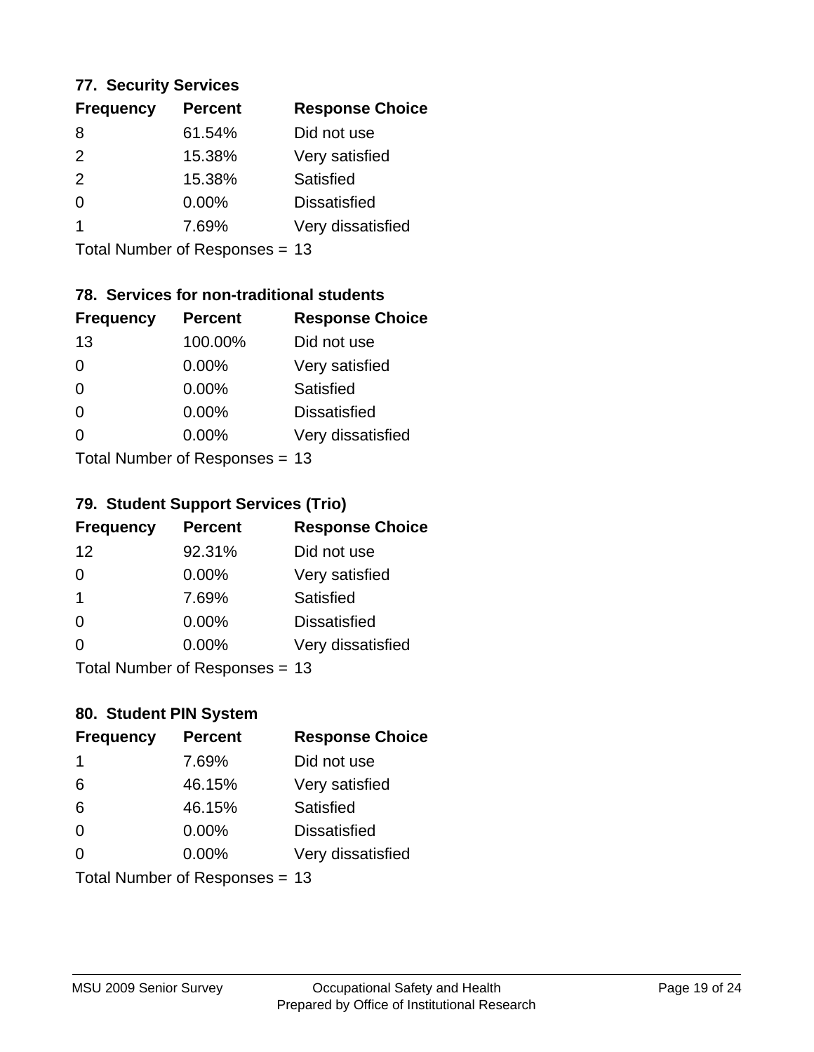### 77. Security Services

| Frequency | Percent | Response Choice |
|---|---|---|
| 8 | 61.54% | Did not use |
| 2 | 15.38% | Very satisfied |
| 2 | 15.38% | Satisfied |
| 0 | 0.00% | Dissatisfied |
| 1 | 7.69% | Very dissatisfied |

Total Number of Responses = 13

### 78. Services for non-traditional students

| Frequency | Percent | Response Choice |
|---|---|---|
| 13 | 100.00% | Did not use |
| 0 | 0.00% | Very satisfied |
| 0 | 0.00% | Satisfied |
| 0 | 0.00% | Dissatisfied |
| 0 | 0.00% | Very dissatisfied |

Total Number of Responses = 13

### 79. Student Support Services (Trio)

| Frequency | Percent | Response Choice |
|---|---|---|
| 12 | 92.31% | Did not use |
| 0 | 0.00% | Very satisfied |
| 1 | 7.69% | Satisfied |
| 0 | 0.00% | Dissatisfied |
| 0 | 0.00% | Very dissatisfied |

Total Number of Responses = 13

### 80. Student PIN System

| Frequency | Percent | Response Choice |
|---|---|---|
| 1 | 7.69% | Did not use |
| 6 | 46.15% | Very satisfied |
| 6 | 46.15% | Satisfied |
| 0 | 0.00% | Dissatisfied |
| 0 | 0.00% | Very dissatisfied |

Total Number of Responses = 13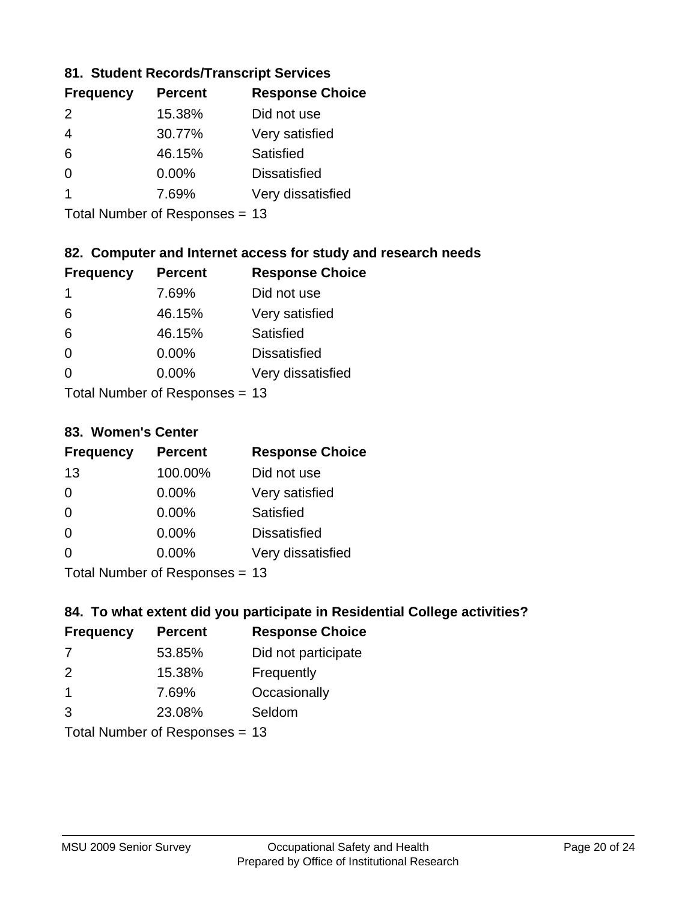### 81. Student Records/Transcript Services

| Frequency | Percent | Response Choice |
|---|---|---|
| 2 | 15.38% | Did not use |
| 4 | 30.77% | Very satisfied |
| 6 | 46.15% | Satisfied |
| 0 | 0.00% | Dissatisfied |
| 1 | 7.69% | Very dissatisfied |

Total Number of Responses = 13

### 82. Computer and Internet access for study and research needs

| Frequency | Percent | Response Choice |
|---|---|---|
| 1 | 7.69% | Did not use |
| 6 | 46.15% | Very satisfied |
| 6 | 46.15% | Satisfied |
| 0 | 0.00% | Dissatisfied |
| 0 | 0.00% | Very dissatisfied |

Total Number of Responses = 13

### 83. Women's Center

| Frequency | Percent | Response Choice |
|---|---|---|
| 13 | 100.00% | Did not use |
| 0 | 0.00% | Very satisfied |
| 0 | 0.00% | Satisfied |
| 0 | 0.00% | Dissatisfied |
| 0 | 0.00% | Very dissatisfied |

Total Number of Responses = 13

### 84. To what extent did you participate in Residential College activities?

| Frequency | Percent | Response Choice |
|---|---|---|
| 7 | 53.85% | Did not participate |
| 2 | 15.38% | Frequently |
| 1 | 7.69% | Occasionally |
| 3 | 23.08% | Seldom |

Total Number of Responses = 13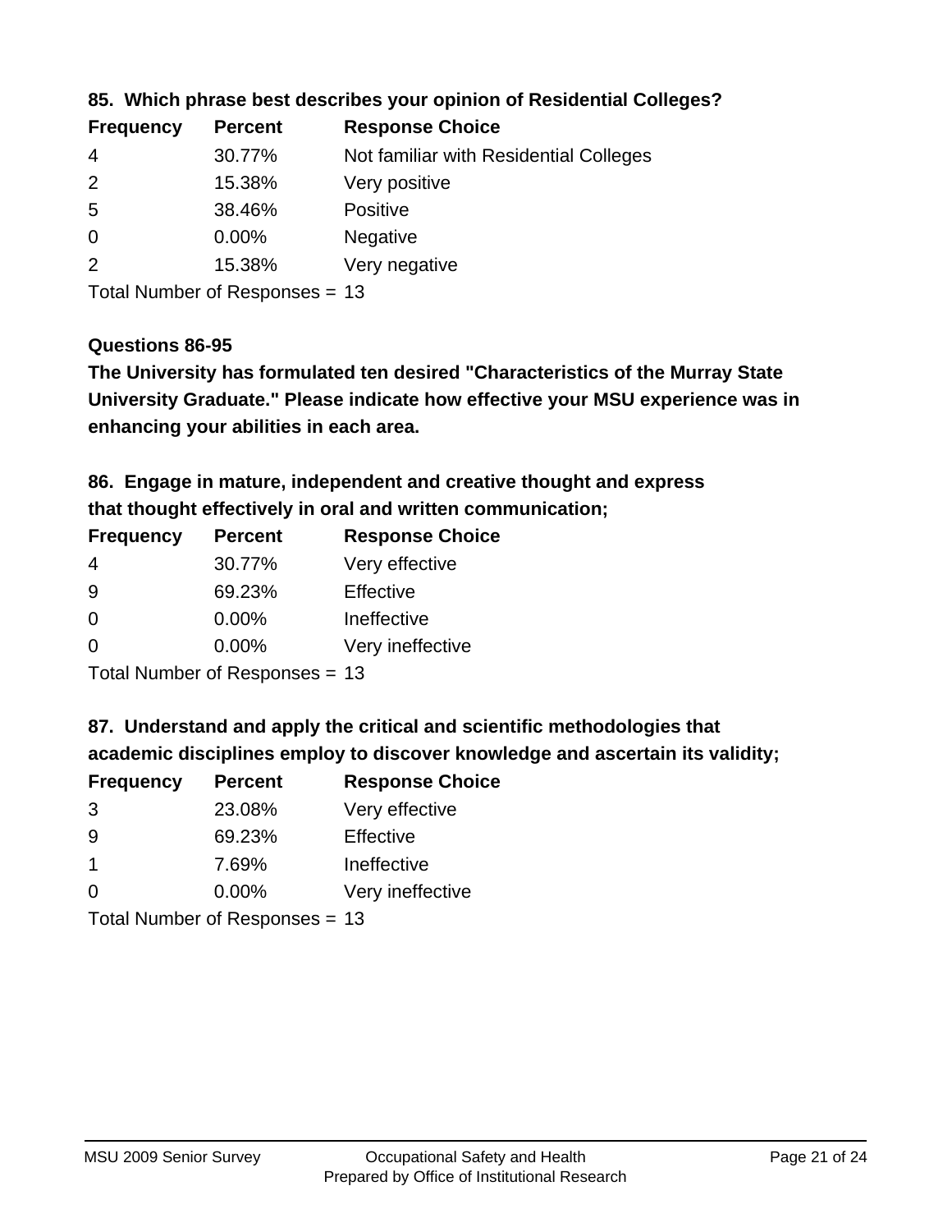**85. Which phrase best describes your opinion of Residential Colleges?**

| Frequency | Percent | Response Choice |
|---|---|---|
| 4 | 30.77% | Not familiar with Residential Colleges |
| 2 | 15.38% | Very positive |
| 5 | 38.46% | Positive |
| 0 | 0.00% | Negative |
| 2 | 15.38% | Very negative |

Total Number of Responses = 13

**Questions 86-95**

**The University has formulated ten desired "Characteristics of the Murray State University Graduate." Please indicate how effective your MSU experience was in enhancing your abilities in each area.**

**86. Engage in mature, independent and creative thought and express that thought effectively in oral and written communication;**

| Frequency | Percent | Response Choice |
|---|---|---|
| 4 | 30.77% | Very effective |
| 9 | 69.23% | Effective |
| 0 | 0.00% | Ineffective |
| 0 | 0.00% | Very ineffective |

Total Number of Responses = 13

**87. Understand and apply the critical and scientific methodologies that academic disciplines employ to discover knowledge and ascertain its validity;**

| Frequency | Percent | Response Choice |
|---|---|---|
| 3 | 23.08% | Very effective |
| 9 | 69.23% | Effective |
| 1 | 7.69% | Ineffective |
| 0 | 0.00% | Very ineffective |

Total Number of Responses = 13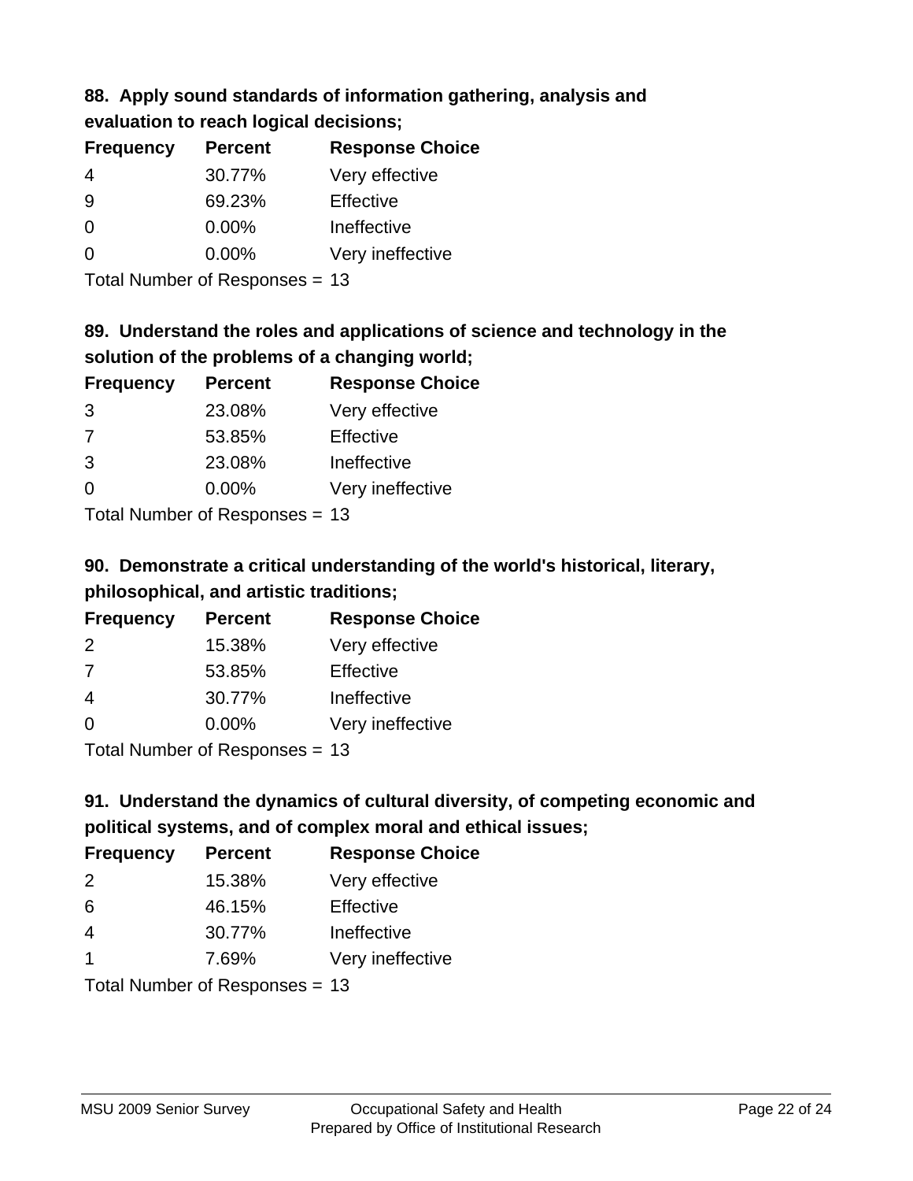### 88. Apply sound standards of information gathering, analysis and evaluation to reach logical decisions;

| Frequency | Percent | Response Choice |
| --- | --- | --- |
| 4 | 30.77% | Very effective |
| 9 | 69.23% | Effective |
| 0 | 0.00% | Ineffective |
| 0 | 0.00% | Very ineffective |

Total Number of Responses = 13

### 89. Understand the roles and applications of science and technology in the solution of the problems of a changing world;

| Frequency | Percent | Response Choice |
| --- | --- | --- |
| 3 | 23.08% | Very effective |
| 7 | 53.85% | Effective |
| 3 | 23.08% | Ineffective |
| 0 | 0.00% | Very ineffective |

Total Number of Responses = 13

### 90. Demonstrate a critical understanding of the world's historical, literary, philosophical, and artistic traditions;

| Frequency | Percent | Response Choice |
| --- | --- | --- |
| 2 | 15.38% | Very effective |
| 7 | 53.85% | Effective |
| 4 | 30.77% | Ineffective |
| 0 | 0.00% | Very ineffective |

Total Number of Responses = 13

### 91. Understand the dynamics of cultural diversity, of competing economic and political systems, and of complex moral and ethical issues;

| Frequency | Percent | Response Choice |
| --- | --- | --- |
| 2 | 15.38% | Very effective |
| 6 | 46.15% | Effective |
| 4 | 30.77% | Ineffective |
| 1 | 7.69% | Very ineffective |

Total Number of Responses = 13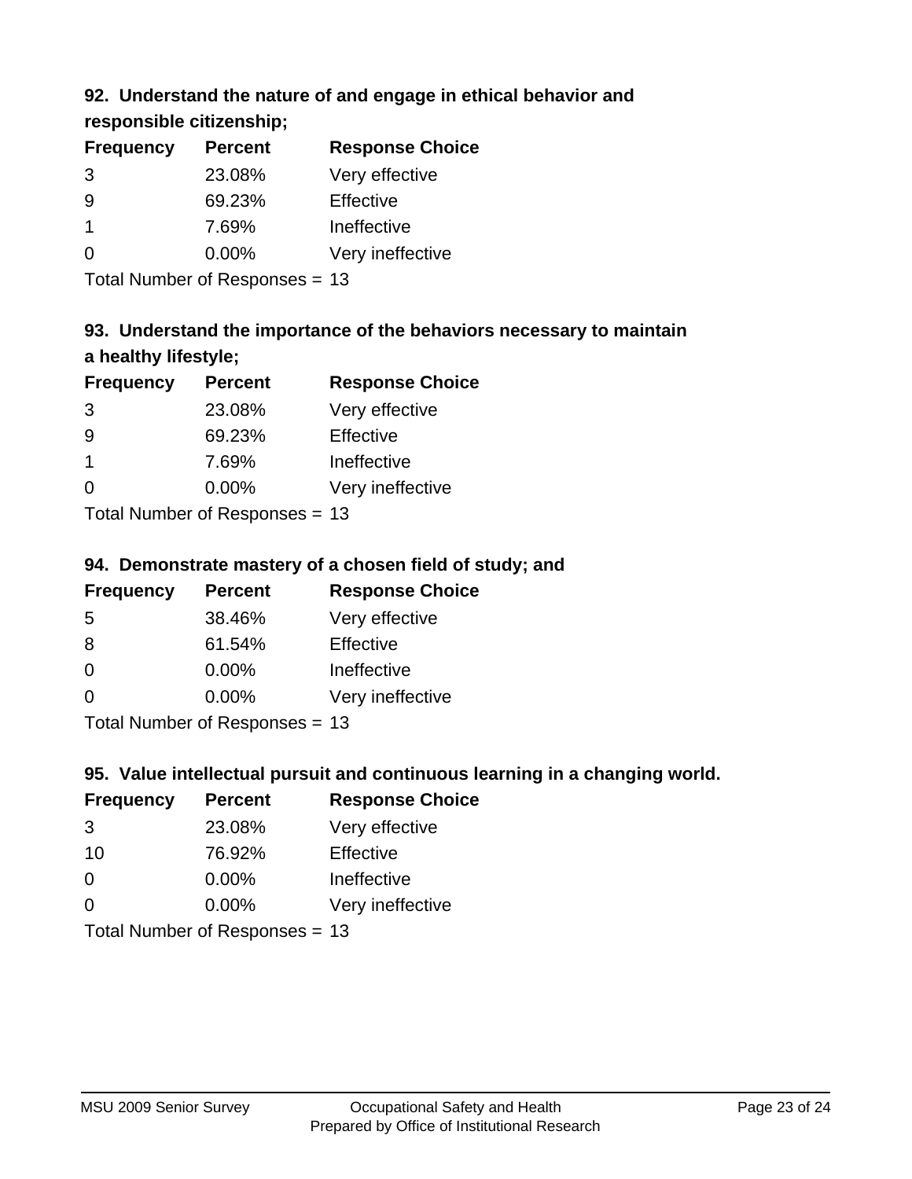### 92. Understand the nature of and engage in ethical behavior and responsible citizenship;

| Frequency | Percent | Response Choice |
|---|---|---|
| 3 | 23.08% | Very effective |
| 9 | 69.23% | Effective |
| 1 | 7.69% | Ineffective |
| 0 | 0.00% | Very ineffective |

Total Number of Responses = 13

### 93. Understand the importance of the behaviors necessary to maintain a healthy lifestyle;

| Frequency | Percent | Response Choice |
|---|---|---|
| 3 | 23.08% | Very effective |
| 9 | 69.23% | Effective |
| 1 | 7.69% | Ineffective |
| 0 | 0.00% | Very ineffective |

Total Number of Responses = 13

### 94. Demonstrate mastery of a chosen field of study; and

| Frequency | Percent | Response Choice |
|---|---|---|
| 5 | 38.46% | Very effective |
| 8 | 61.54% | Effective |
| 0 | 0.00% | Ineffective |
| 0 | 0.00% | Very ineffective |

Total Number of Responses = 13

### 95. Value intellectual pursuit and continuous learning in a changing world.

| Frequency | Percent | Response Choice |
|---|---|---|
| 3 | 23.08% | Very effective |
| 10 | 76.92% | Effective |
| 0 | 0.00% | Ineffective |
| 0 | 0.00% | Very ineffective |

Total Number of Responses = 13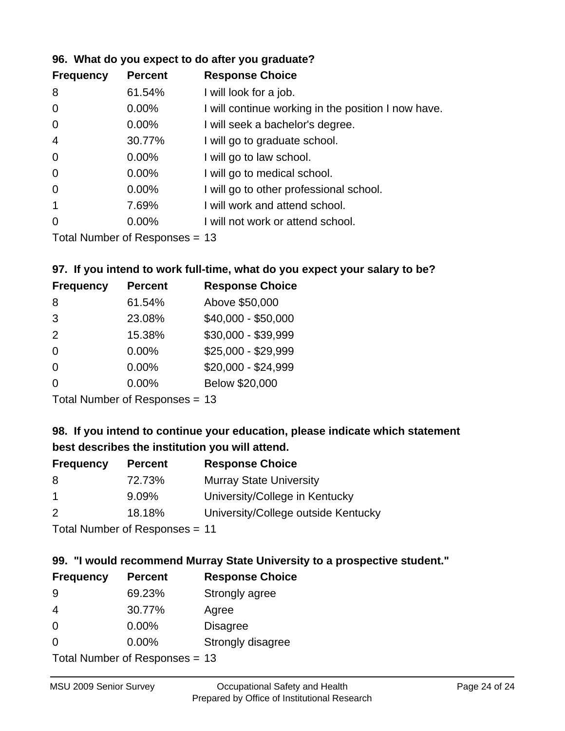### 96. What do you expect to do after you graduate?

| Frequency | Percent | Response Choice |
|---|---|---|
| 8 | 61.54% | I will look for a job. |
| 0 | 0.00% | I will continue working in the position I now have. |
| 0 | 0.00% | I will seek a bachelor's degree. |
| 4 | 30.77% | I will go to graduate school. |
| 0 | 0.00% | I will go to law school. |
| 0 | 0.00% | I will go to medical school. |
| 0 | 0.00% | I will go to other professional school. |
| 1 | 7.69% | I will work and attend school. |
| 0 | 0.00% | I will not work or attend school. |

Total Number of Responses = 13

### 97. If you intend to work full-time, what do you expect your salary to be?

| Frequency | Percent | Response Choice |
|---|---|---|
| 8 | 61.54% | Above $50,000 |
| 3 | 23.08% | $40,000 - $50,000 |
| 2 | 15.38% | $30,000 - $39,999 |
| 0 | 0.00% | $25,000 - $29,999 |
| 0 | 0.00% | $20,000 - $24,999 |
| 0 | 0.00% | Below $20,000 |

Total Number of Responses = 13

### 98. If you intend to continue your education, please indicate which statement best describes the institution you will attend.

| Frequency | Percent | Response Choice |
|---|---|---|
| 8 | 72.73% | Murray State University |
| 1 | 9.09% | University/College in Kentucky |
| 2 | 18.18% | University/College outside Kentucky |

Total Number of Responses = 11

### 99. "I would recommend Murray State University to a prospective student."

| Frequency | Percent | Response Choice |
|---|---|---|
| 9 | 69.23% | Strongly agree |
| 4 | 30.77% | Agree |
| 0 | 0.00% | Disagree |
| 0 | 0.00% | Strongly disagree |

Total Number of Responses = 13